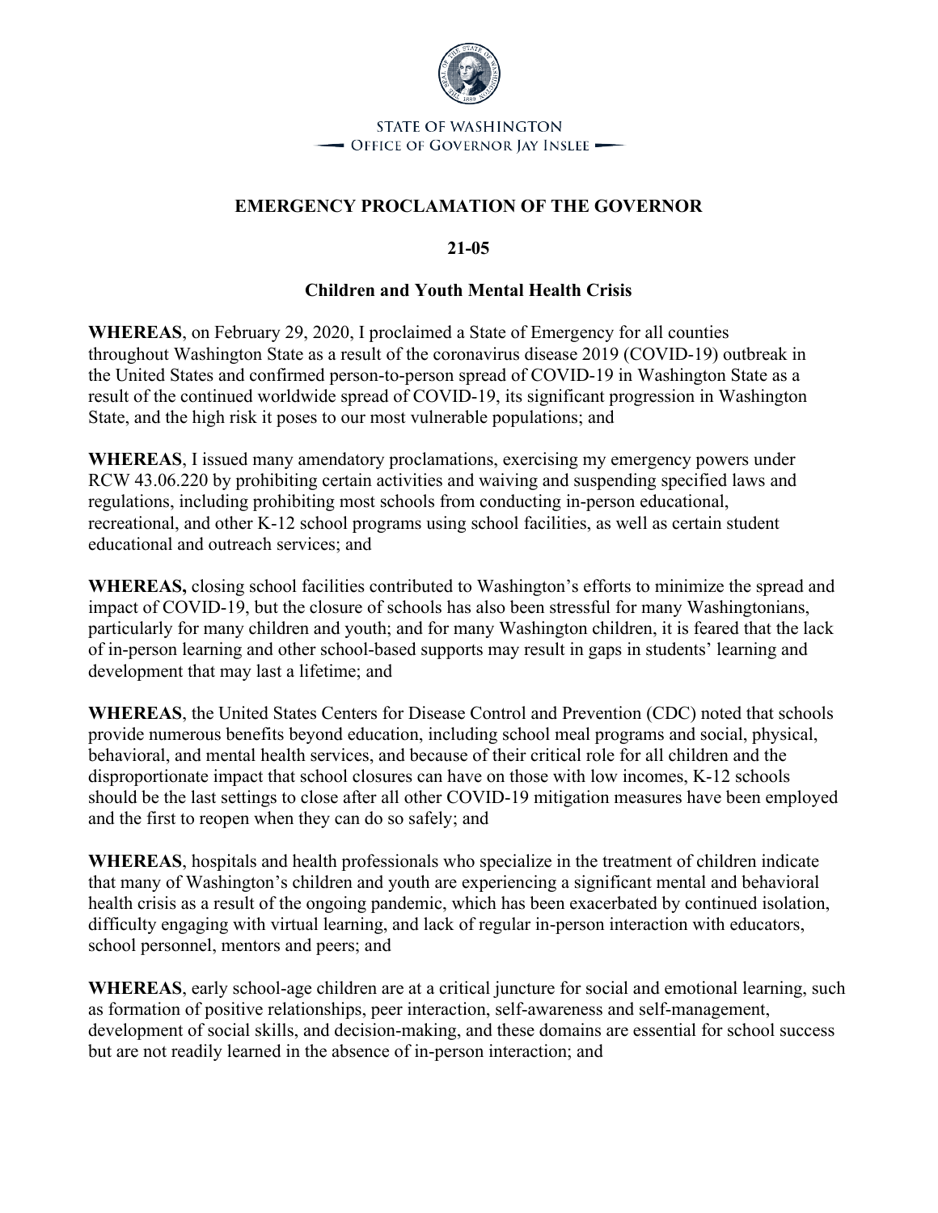STATE OF WASHINGTON
OFFICE OF GOVERNOR JAY INSLEE

# EMERGENCY PROCLAMATION OF THE GOVERNOR

## 21-05

## Children and Youth Mental Health Crisis

**WHEREAS**, on February 29, 2020, I proclaimed a State of Emergency for all counties throughout Washington State as a result of the coronavirus disease 2019 (COVID-19) outbreak in the United States and confirmed person-to-person spread of COVID-19 in Washington State as a result of the continued worldwide spread of COVID-19, its significant progression in Washington State, and the high risk it poses to our most vulnerable populations; and

**WHEREAS**, I issued many amendatory proclamations, exercising my emergency powers under RCW 43.06.220 by prohibiting certain activities and waiving and suspending specified laws and regulations, including prohibiting most schools from conducting in-person educational, recreational, and other K-12 school programs using school facilities, as well as certain student educational and outreach services; and

**WHEREAS,** closing school facilities contributed to Washington's efforts to minimize the spread and impact of COVID-19, but the closure of schools has also been stressful for many Washingtonians, particularly for many children and youth; and for many Washington children, it is feared that the lack of in-person learning and other school-based supports may result in gaps in students' learning and development that may last a lifetime; and

**WHEREAS**, the United States Centers for Disease Control and Prevention (CDC) noted that schools provide numerous benefits beyond education, including school meal programs and social, physical, behavioral, and mental health services, and because of their critical role for all children and the disproportionate impact that school closures can have on those with low incomes, K-12 schools should be the last settings to close after all other COVID-19 mitigation measures have been employed and the first to reopen when they can do so safely; and

**WHEREAS**, hospitals and health professionals who specialize in the treatment of children indicate that many of Washington's children and youth are experiencing a significant mental and behavioral health crisis as a result of the ongoing pandemic, which has been exacerbated by continued isolation, difficulty engaging with virtual learning, and lack of regular in-person interaction with educators, school personnel, mentors and peers; and

**WHEREAS**, early school-age children are at a critical juncture for social and emotional learning, such as formation of positive relationships, peer interaction, self-awareness and self-management, development of social skills, and decision-making, and these domains are essential for school success but are not readily learned in the absence of in-person interaction; and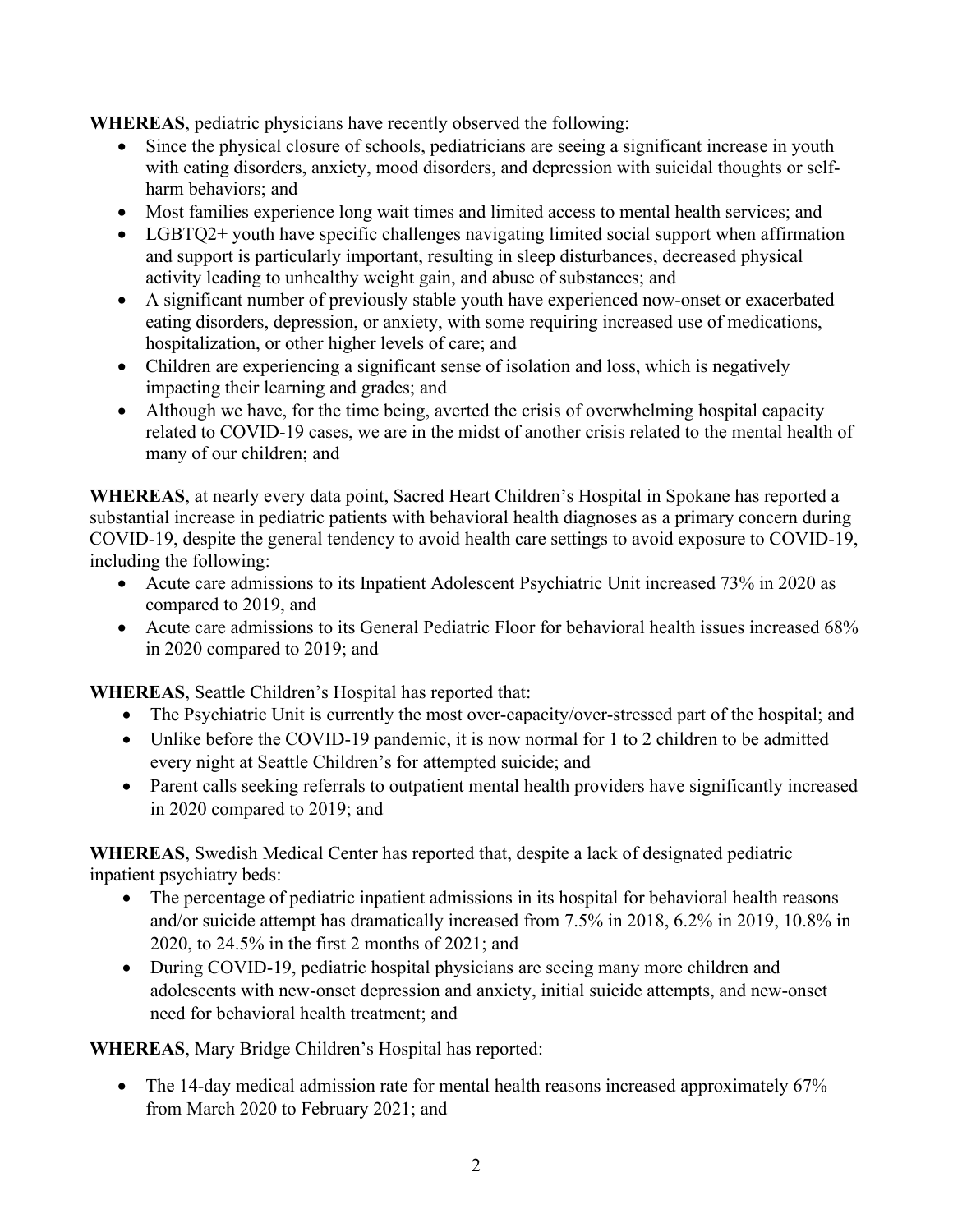**WHEREAS**, pediatric physicians have recently observed the following:

- Since the physical closure of schools, pediatricians are seeing a significant increase in youth with eating disorders, anxiety, mood disorders, and depression with suicidal thoughts or self-harm behaviors; and
- Most families experience long wait times and limited access to mental health services; and
- LGBTQ2+ youth have specific challenges navigating limited social support when affirmation and support is particularly important, resulting in sleep disturbances, decreased physical activity leading to unhealthy weight gain, and abuse of substances; and
- A significant number of previously stable youth have experienced now-onset or exacerbated eating disorders, depression, or anxiety, with some requiring increased use of medications, hospitalization, or other higher levels of care; and
- Children are experiencing a significant sense of isolation and loss, which is negatively impacting their learning and grades; and
- Although we have, for the time being, averted the crisis of overwhelming hospital capacity related to COVID-19 cases, we are in the midst of another crisis related to the mental health of many of our children; and

**WHEREAS**, at nearly every data point, Sacred Heart Children's Hospital in Spokane has reported a substantial increase in pediatric patients with behavioral health diagnoses as a primary concern during COVID-19, despite the general tendency to avoid health care settings to avoid exposure to COVID-19, including the following:

- Acute care admissions to its Inpatient Adolescent Psychiatric Unit increased 73% in 2020 as compared to 2019, and
- Acute care admissions to its General Pediatric Floor for behavioral health issues increased 68% in 2020 compared to 2019; and

**WHEREAS**, Seattle Children's Hospital has reported that:

- The Psychiatric Unit is currently the most over-capacity/over-stressed part of the hospital; and
- Unlike before the COVID-19 pandemic, it is now normal for 1 to 2 children to be admitted every night at Seattle Children's for attempted suicide; and
- Parent calls seeking referrals to outpatient mental health providers have significantly increased in 2020 compared to 2019; and

**WHEREAS**, Swedish Medical Center has reported that, despite a lack of designated pediatric inpatient psychiatry beds:

- The percentage of pediatric inpatient admissions in its hospital for behavioral health reasons and/or suicide attempt has dramatically increased from 7.5% in 2018, 6.2% in 2019, 10.8% in 2020, to 24.5% in the first 2 months of 2021; and
- During COVID-19, pediatric hospital physicians are seeing many more children and adolescents with new-onset depression and anxiety, initial suicide attempts, and new-onset need for behavioral health treatment; and

**WHEREAS**, Mary Bridge Children's Hospital has reported:

- The 14-day medical admission rate for mental health reasons increased approximately 67% from March 2020 to February 2021; and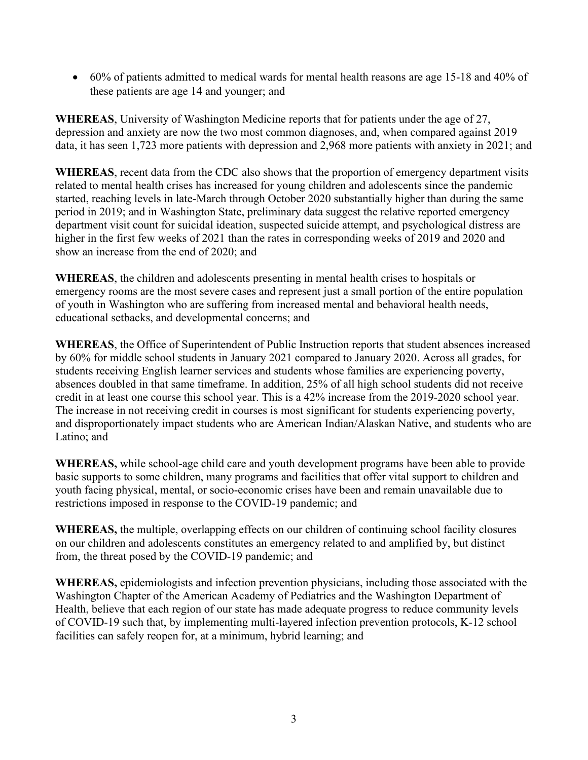- 60% of patients admitted to medical wards for mental health reasons are age 15-18 and 40% of these patients are age 14 and younger; and

**WHEREAS**, University of Washington Medicine reports that for patients under the age of 27, depression and anxiety are now the two most common diagnoses, and, when compared against 2019 data, it has seen 1,723 more patients with depression and 2,968 more patients with anxiety in 2021; and

**WHEREAS**, recent data from the CDC also shows that the proportion of emergency department visits related to mental health crises has increased for young children and adolescents since the pandemic started, reaching levels in late-March through October 2020 substantially higher than during the same period in 2019; and in Washington State, preliminary data suggest the relative reported emergency department visit count for suicidal ideation, suspected suicide attempt, and psychological distress are higher in the first few weeks of 2021 than the rates in corresponding weeks of 2019 and 2020 and show an increase from the end of 2020; and

**WHEREAS**, the children and adolescents presenting in mental health crises to hospitals or emergency rooms are the most severe cases and represent just a small portion of the entire population of youth in Washington who are suffering from increased mental and behavioral health needs, educational setbacks, and developmental concerns; and

**WHEREAS**, the Office of Superintendent of Public Instruction reports that student absences increased by 60% for middle school students in January 2021 compared to January 2020. Across all grades, for students receiving English learner services and students whose families are experiencing poverty, absences doubled in that same timeframe. In addition, 25% of all high school students did not receive credit in at least one course this school year. This is a 42% increase from the 2019-2020 school year. The increase in not receiving credit in courses is most significant for students experiencing poverty, and disproportionately impact students who are American Indian/Alaskan Native, and students who are Latino; and

**WHEREAS,** while school-age child care and youth development programs have been able to provide basic supports to some children, many programs and facilities that offer vital support to children and youth facing physical, mental, or socio-economic crises have been and remain unavailable due to restrictions imposed in response to the COVID-19 pandemic; and

**WHEREAS,** the multiple, overlapping effects on our children of continuing school facility closures on our children and adolescents constitutes an emergency related to and amplified by, but distinct from, the threat posed by the COVID-19 pandemic; and

**WHEREAS,** epidemiologists and infection prevention physicians, including those associated with the Washington Chapter of the American Academy of Pediatrics and the Washington Department of Health, believe that each region of our state has made adequate progress to reduce community levels of COVID-19 such that, by implementing multi-layered infection prevention protocols, K-12 school facilities can safely reopen for, at a minimum, hybrid learning; and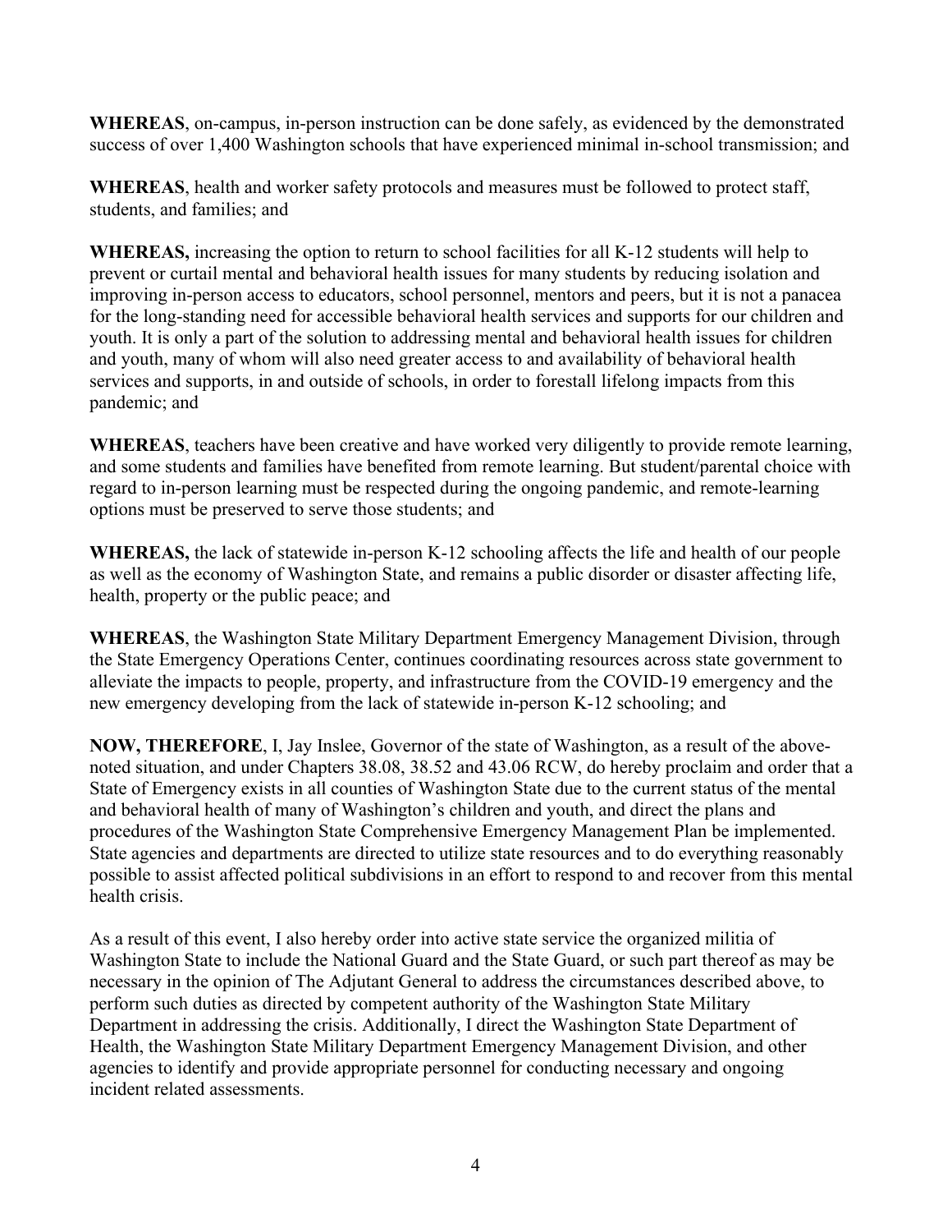**WHEREAS**, on-campus, in-person instruction can be done safely, as evidenced by the demonstrated success of over 1,400 Washington schools that have experienced minimal in-school transmission; and

**WHEREAS**, health and worker safety protocols and measures must be followed to protect staff, students, and families; and

**WHEREAS,** increasing the option to return to school facilities for all K-12 students will help to prevent or curtail mental and behavioral health issues for many students by reducing isolation and improving in-person access to educators, school personnel, mentors and peers, but it is not a panacea for the long-standing need for accessible behavioral health services and supports for our children and youth. It is only a part of the solution to addressing mental and behavioral health issues for children and youth, many of whom will also need greater access to and availability of behavioral health services and supports, in and outside of schools, in order to forestall lifelong impacts from this pandemic; and

**WHEREAS**, teachers have been creative and have worked very diligently to provide remote learning, and some students and families have benefited from remote learning. But student/parental choice with regard to in-person learning must be respected during the ongoing pandemic, and remote-learning options must be preserved to serve those students; and

**WHEREAS,** the lack of statewide in-person K-12 schooling affects the life and health of our people as well as the economy of Washington State, and remains a public disorder or disaster affecting life, health, property or the public peace; and

**WHEREAS**, the Washington State Military Department Emergency Management Division, through the State Emergency Operations Center, continues coordinating resources across state government to alleviate the impacts to people, property, and infrastructure from the COVID-19 emergency and the new emergency developing from the lack of statewide in-person K-12 schooling; and

**NOW, THEREFORE**, I, Jay Inslee, Governor of the state of Washington, as a result of the above-noted situation, and under Chapters 38.08, 38.52 and 43.06 RCW, do hereby proclaim and order that a State of Emergency exists in all counties of Washington State due to the current status of the mental and behavioral health of many of Washington's children and youth, and direct the plans and procedures of the Washington State Comprehensive Emergency Management Plan be implemented. State agencies and departments are directed to utilize state resources and to do everything reasonably possible to assist affected political subdivisions in an effort to respond to and recover from this mental health crisis.

As a result of this event, I also hereby order into active state service the organized militia of Washington State to include the National Guard and the State Guard, or such part thereof as may be necessary in the opinion of The Adjutant General to address the circumstances described above, to perform such duties as directed by competent authority of the Washington State Military Department in addressing the crisis. Additionally, I direct the Washington State Department of Health, the Washington State Military Department Emergency Management Division, and other agencies to identify and provide appropriate personnel for conducting necessary and ongoing incident related assessments.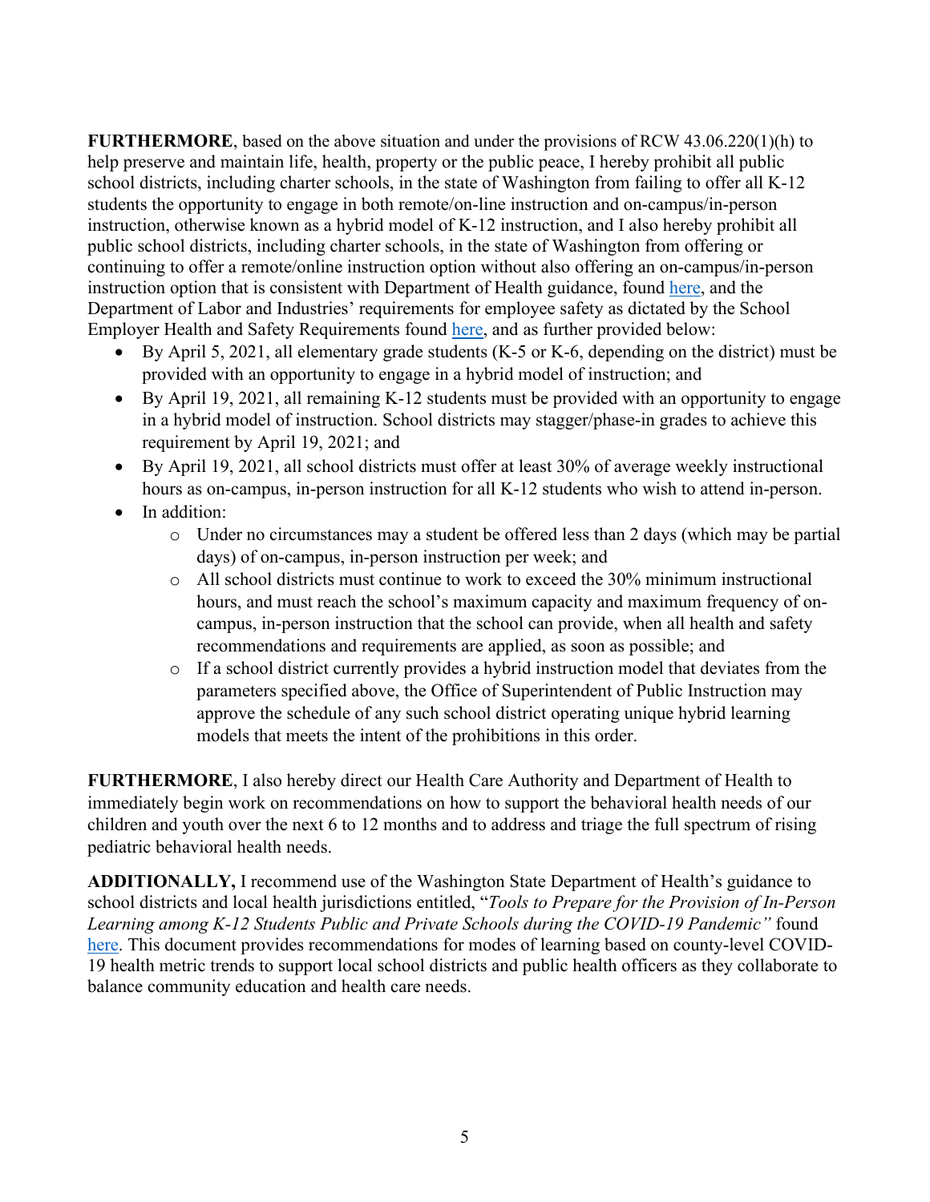**FURTHERMORE**, based on the above situation and under the provisions of RCW 43.06.220(1)(h) to help preserve and maintain life, health, property or the public peace, I hereby prohibit all public school districts, including charter schools, in the state of Washington from failing to offer all K-12 students the opportunity to engage in both remote/on-line instruction and on-campus/in-person instruction, otherwise known as a hybrid model of K-12 instruction, and I also hereby prohibit all public school districts, including charter schools, in the state of Washington from offering or continuing to offer a remote/online instruction option without also offering an on-campus/in-person instruction option that is consistent with Department of Health guidance, found here, and the Department of Labor and Industries' requirements for employee safety as dictated by the School Employer Health and Safety Requirements found here, and as further provided below:

- By April 5, 2021, all elementary grade students (K-5 or K-6, depending on the district) must be provided with an opportunity to engage in a hybrid model of instruction; and
- By April 19, 2021, all remaining K-12 students must be provided with an opportunity to engage in a hybrid model of instruction. School districts may stagger/phase-in grades to achieve this requirement by April 19, 2021; and
- By April 19, 2021, all school districts must offer at least 30% of average weekly instructional hours as on-campus, in-person instruction for all K-12 students who wish to attend in-person.
- In addition:
  - Under no circumstances may a student be offered less than 2 days (which may be partial days) of on-campus, in-person instruction per week; and
  - All school districts must continue to work to exceed the 30% minimum instructional hours, and must reach the school's maximum capacity and maximum frequency of on-campus, in-person instruction that the school can provide, when all health and safety recommendations and requirements are applied, as soon as possible; and
  - If a school district currently provides a hybrid instruction model that deviates from the parameters specified above, the Office of Superintendent of Public Instruction may approve the schedule of any such school district operating unique hybrid learning models that meets the intent of the prohibitions in this order.

**FURTHERMORE**, I also hereby direct our Health Care Authority and Department of Health to immediately begin work on recommendations on how to support the behavioral health needs of our children and youth over the next 6 to 12 months and to address and triage the full spectrum of rising pediatric behavioral health needs.

**ADDITIONALLY,** I recommend use of the Washington State Department of Health's guidance to school districts and local health jurisdictions entitled, "*Tools to Prepare for the Provision of In-Person Learning among K-12 Students Public and Private Schools during the COVID-19 Pandemic"* found here. This document provides recommendations for modes of learning based on county-level COVID-19 health metric trends to support local school districts and public health officers as they collaborate to balance community education and health care needs.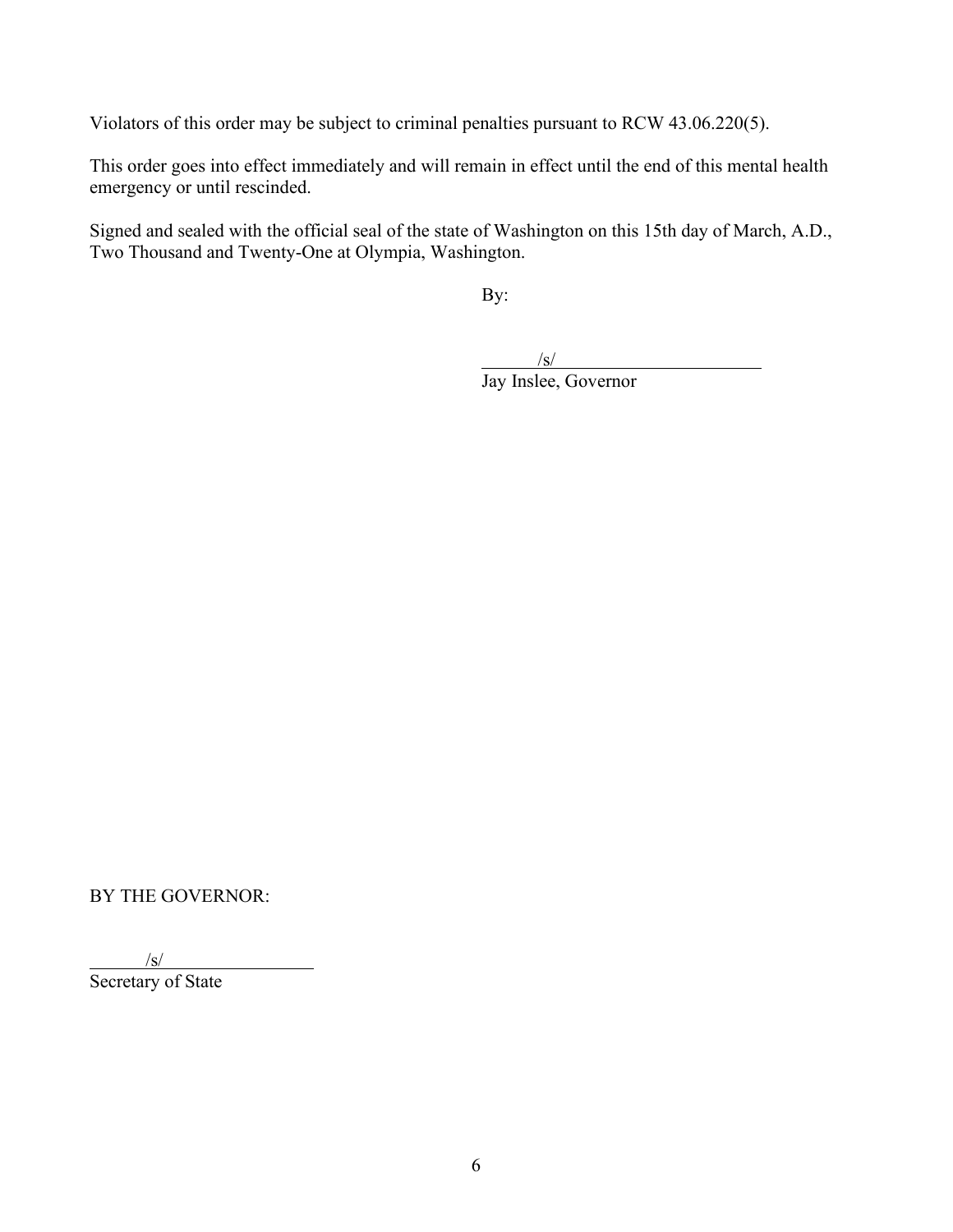Violators of this order may be subject to criminal penalties pursuant to RCW 43.06.220(5).

This order goes into effect immediately and will remain in effect until the end of this mental health emergency or until rescinded.

Signed and sealed with the official seal of the state of Washington on this 15th day of March, A.D., Two Thousand and Twenty-One at Olympia, Washington.

By:

/s/

Jay Inslee, Governor

BY THE GOVERNOR:

/s/

Secretary of State